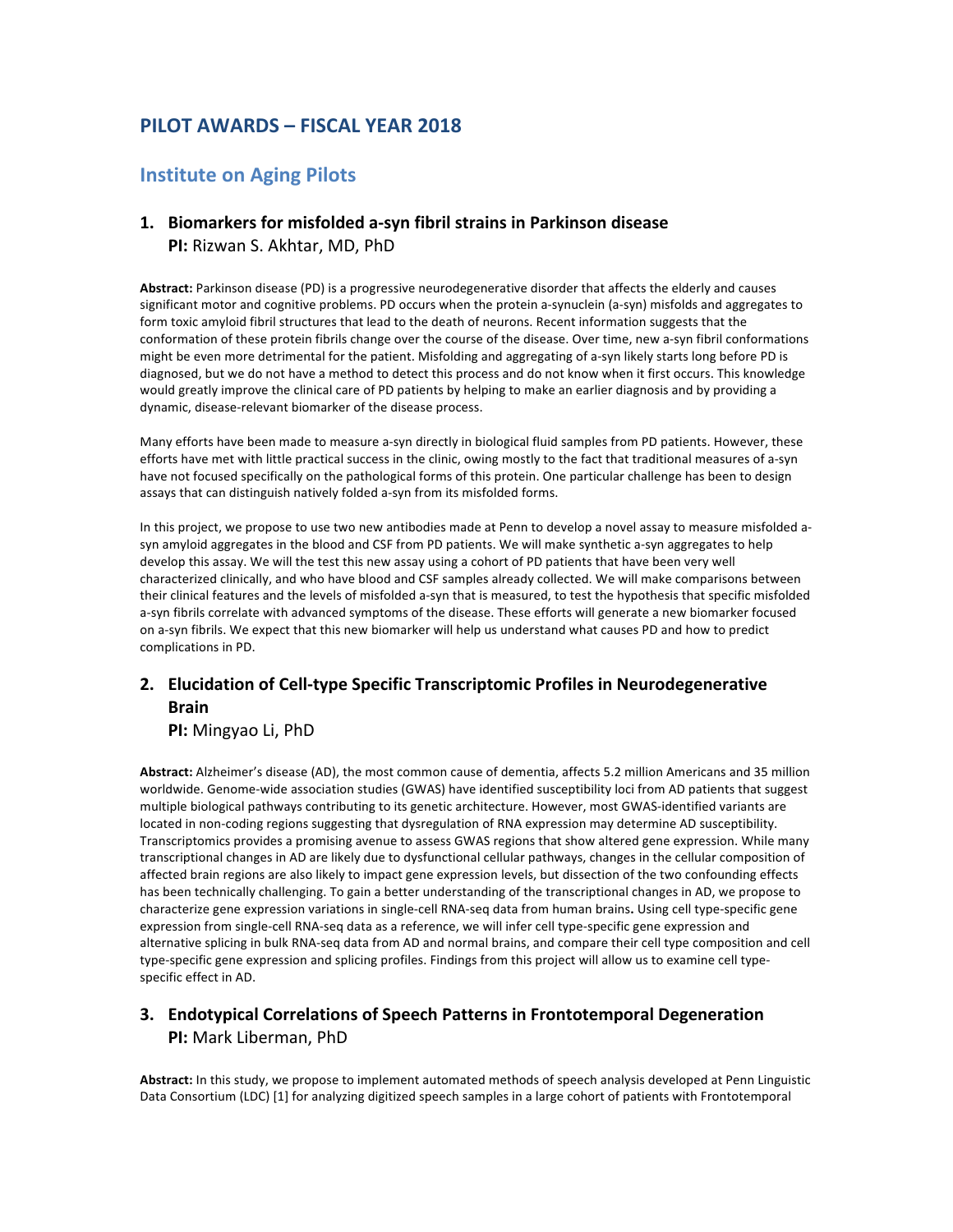## PILOT AWARDS – FISCAL YEAR 2018

### Institute on Aging Pilots

#### 1. Biomarkers for misfolded a-syn fibril strains in Parkinson disease

**PI:** Rizwan S. Akhtar, MD, PhD

**Abstract:** Parkinson disease (PD) is a progressive neurodegenerative disorder that affects the elderly and causes significant motor and cognitive problems. PD occurs when the protein a-synuclein (a-syn) misfolds and aggregates to form toxic amyloid fibril structures that lead to the death of neurons. Recent information suggests that the conformation of these protein fibrils change over the course of the disease. Over time, new a-syn fibril conformations might be even more detrimental for the patient. Misfolding and aggregating of a-syn likely starts long before PD is diagnosed, but we do not have a method to detect this process and do not know when it first occurs. This knowledge would greatly improve the clinical care of PD patients by helping to make an earlier diagnosis and by providing a dynamic, disease-relevant biomarker of the disease process.

Many efforts have been made to measure a-syn directly in biological fluid samples from PD patients. However, these efforts have met with little practical success in the clinic, owing mostly to the fact that traditional measures of a-syn have not focused specifically on the pathological forms of this protein. One particular challenge has been to design assays that can distinguish natively folded a-syn from its misfolded forms.

In this project, we propose to use two new antibodies made at Penn to develop a novel assay to measure misfolded a-syn amyloid aggregates in the blood and CSF from PD patients. We will make synthetic a-syn aggregates to help develop this assay. We will the test this new assay using a cohort of PD patients that have been very well characterized clinically, and who have blood and CSF samples already collected. We will make comparisons between their clinical features and the levels of misfolded a-syn that is measured, to test the hypothesis that specific misfolded a-syn fibrils correlate with advanced symptoms of the disease. These efforts will generate a new biomarker focused on a-syn fibrils. We expect that this new biomarker will help us understand what causes PD and how to predict complications in PD.

#### 2. Elucidation of Cell-type Specific Transcriptomic Profiles in Neurodegenerative Brain

**PI:** Mingyao Li, PhD

**Abstract:** Alzheimer's disease (AD), the most common cause of dementia, affects 5.2 million Americans and 35 million worldwide. Genome-wide association studies (GWAS) have identified susceptibility loci from AD patients that suggest multiple biological pathways contributing to its genetic architecture. However, most GWAS-identified variants are located in non-coding regions suggesting that dysregulation of RNA expression may determine AD susceptibility. Transcriptomics provides a promising avenue to assess GWAS regions that show altered gene expression. While many transcriptional changes in AD are likely due to dysfunctional cellular pathways, changes in the cellular composition of affected brain regions are also likely to impact gene expression levels, but dissection of the two confounding effects has been technically challenging. To gain a better understanding of the transcriptional changes in AD, we propose to characterize gene expression variations in single-cell RNA-seq data from human brains**.** Using cell type-specific gene expression from single-cell RNA-seq data as a reference, we will infer cell type-specific gene expression and alternative splicing in bulk RNA-seq data from AD and normal brains, and compare their cell type composition and cell type-specific gene expression and splicing profiles. Findings from this project will allow us to examine cell type-specific effect in AD.

#### 3. Endotypical Correlations of Speech Patterns in Frontotemporal Degeneration

**PI:** Mark Liberman, PhD

**Abstract:** In this study, we propose to implement automated methods of speech analysis developed at Penn Linguistic Data Consortium (LDC) [1] for analyzing digitized speech samples in a large cohort of patients with Frontotemporal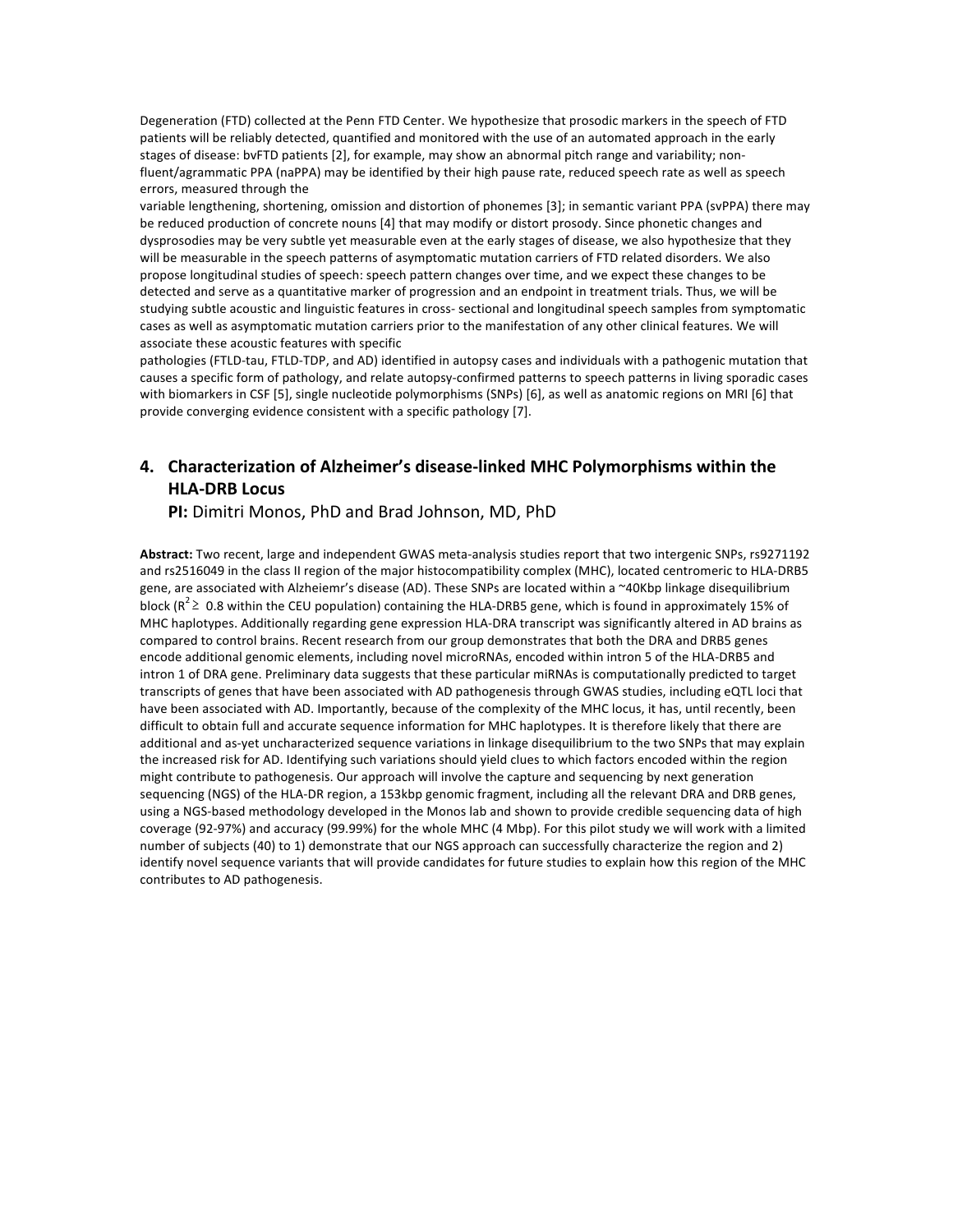Degeneration (FTD) collected at the Penn FTD Center. We hypothesize that prosodic markers in the speech of FTD patients will be reliably detected, quantified and monitored with the use of an automated approach in the early stages of disease: bvFTD patients [2], for example, may show an abnormal pitch range and variability; non-fluent/agrammatic PPA (naPPA) may be identified by their high pause rate, reduced speech rate as well as speech errors, measured through the
variable lengthening, shortening, omission and distortion of phonemes [3]; in semantic variant PPA (svPPA) there may be reduced production of concrete nouns [4] that may modify or distort prosody. Since phonetic changes and dysprosodies may be very subtle yet measurable even at the early stages of disease, we also hypothesize that they will be measurable in the speech patterns of asymptomatic mutation carriers of FTD related disorders. We also propose longitudinal studies of speech: speech pattern changes over time, and we expect these changes to be detected and serve as a quantitative marker of progression and an endpoint in treatment trials. Thus, we will be studying subtle acoustic and linguistic features in cross- sectional and longitudinal speech samples from symptomatic cases as well as asymptomatic mutation carriers prior to the manifestation of any other clinical features. We will associate these acoustic features with specific
pathologies (FTLD-tau, FTLD-TDP, and AD) identified in autopsy cases and individuals with a pathogenic mutation that causes a specific form of pathology, and relate autopsy-confirmed patterns to speech patterns in living sporadic cases with biomarkers in CSF [5], single nucleotide polymorphisms (SNPs) [6], as well as anatomic regions on MRI [6] that provide converging evidence consistent with a specific pathology [7].

## 4. Characterization of Alzheimer's disease-linked MHC Polymorphisms within the HLA-DRB Locus

**PI:** Dimitri Monos, PhD and Brad Johnson, MD, PhD

**Abstract:** Two recent, large and independent GWAS meta-analysis studies report that two intergenic SNPs, rs9271192 and rs2516049 in the class II region of the major histocompatibility complex (MHC), located centromeric to HLA-DRB5 gene, are associated with Alzheiemr's disease (AD). These SNPs are located within a ~40Kbp linkage disequilibrium block ($R^2 \geq 0.8$ within the CEU population) containing the HLA-DRB5 gene, which is found in approximately 15% of MHC haplotypes. Additionally regarding gene expression HLA-DRA transcript was significantly altered in AD brains as compared to control brains. Recent research from our group demonstrates that both the DRA and DRB5 genes encode additional genomic elements, including novel microRNAs, encoded within intron 5 of the HLA-DRB5 and intron 1 of DRA gene. Preliminary data suggests that these particular miRNAs is computationally predicted to target transcripts of genes that have been associated with AD pathogenesis through GWAS studies, including eQTL loci that have been associated with AD. Importantly, because of the complexity of the MHC locus, it has, until recently, been difficult to obtain full and accurate sequence information for MHC haplotypes. It is therefore likely that there are additional and as-yet uncharacterized sequence variations in linkage disequilibrium to the two SNPs that may explain the increased risk for AD. Identifying such variations should yield clues to which factors encoded within the region might contribute to pathogenesis. Our approach will involve the capture and sequencing by next generation sequencing (NGS) of the HLA-DR region, a 153kbp genomic fragment, including all the relevant DRA and DRB genes, using a NGS-based methodology developed in the Monos lab and shown to provide credible sequencing data of high coverage (92-97%) and accuracy (99.99%) for the whole MHC (4 Mbp). For this pilot study we will work with a limited number of subjects (40) to 1) demonstrate that our NGS approach can successfully characterize the region and 2) identify novel sequence variants that will provide candidates for future studies to explain how this region of the MHC contributes to AD pathogenesis.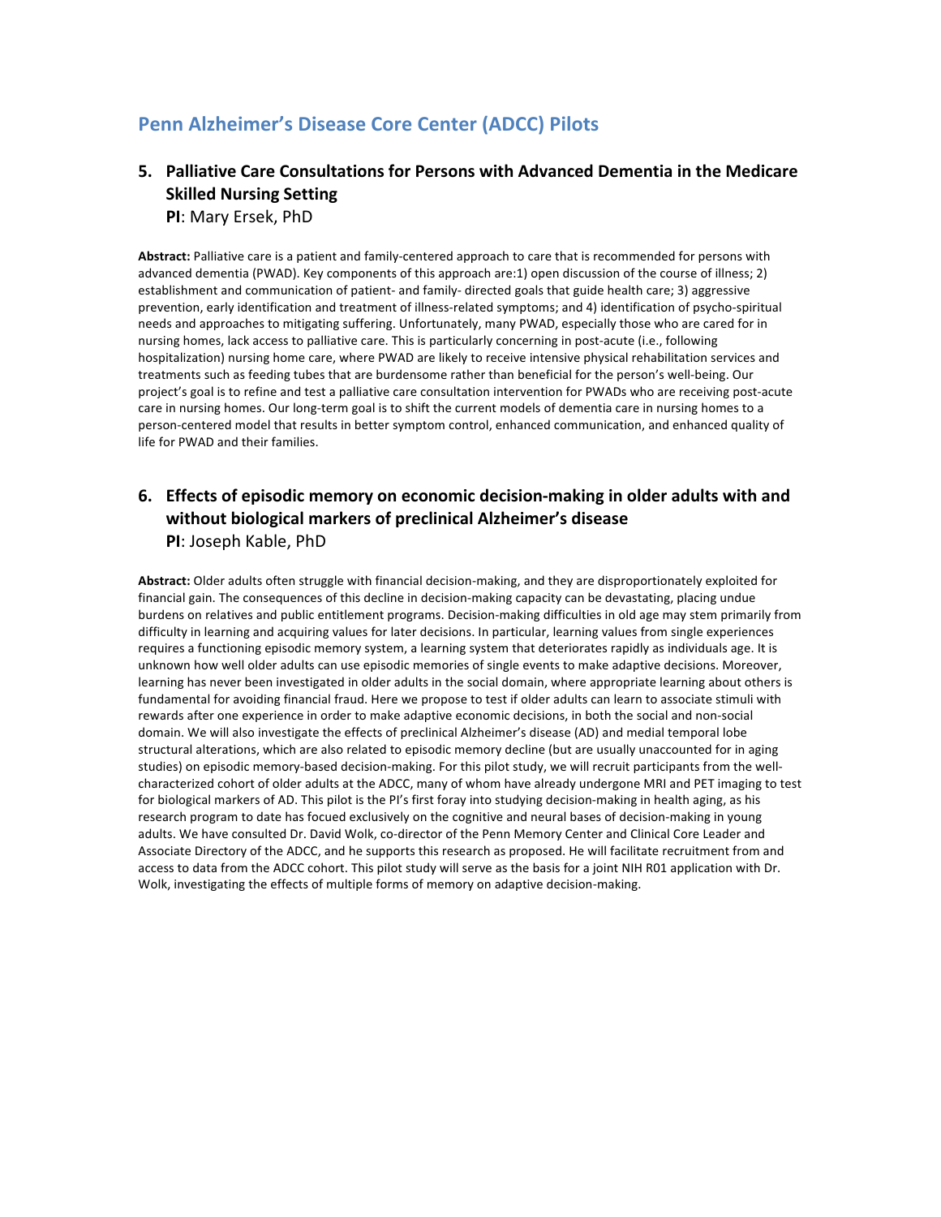## Penn Alzheimer's Disease Core Center (ADCC) Pilots

### 5. Palliative Care Consultations for Persons with Advanced Dementia in the Medicare Skilled Nursing Setting

**PI**: Mary Ersek, PhD

**Abstract:** Palliative care is a patient and family-centered approach to care that is recommended for persons with advanced dementia (PWAD). Key components of this approach are:1) open discussion of the course of illness; 2) establishment and communication of patient- and family- directed goals that guide health care; 3) aggressive prevention, early identification and treatment of illness-related symptoms; and 4) identification of psycho-spiritual needs and approaches to mitigating suffering. Unfortunately, many PWAD, especially those who are cared for in nursing homes, lack access to palliative care. This is particularly concerning in post-acute (i.e., following hospitalization) nursing home care, where PWAD are likely to receive intensive physical rehabilitation services and treatments such as feeding tubes that are burdensome rather than beneficial for the person's well-being. Our project's goal is to refine and test a palliative care consultation intervention for PWADs who are receiving post-acute care in nursing homes. Our long-term goal is to shift the current models of dementia care in nursing homes to a person-centered model that results in better symptom control, enhanced communication, and enhanced quality of life for PWAD and their families.

### 6. Effects of episodic memory on economic decision-making in older adults with and without biological markers of preclinical Alzheimer's disease

**PI**: Joseph Kable, PhD

**Abstract:** Older adults often struggle with financial decision-making, and they are disproportionately exploited for financial gain. The consequences of this decline in decision-making capacity can be devastating, placing undue burdens on relatives and public entitlement programs. Decision-making difficulties in old age may stem primarily from difficulty in learning and acquiring values for later decisions. In particular, learning values from single experiences requires a functioning episodic memory system, a learning system that deteriorates rapidly as individuals age. It is unknown how well older adults can use episodic memories of single events to make adaptive decisions. Moreover, learning has never been investigated in older adults in the social domain, where appropriate learning about others is fundamental for avoiding financial fraud. Here we propose to test if older adults can learn to associate stimuli with rewards after one experience in order to make adaptive economic decisions, in both the social and non-social domain. We will also investigate the effects of preclinical Alzheimer's disease (AD) and medial temporal lobe structural alterations, which are also related to episodic memory decline (but are usually unaccounted for in aging studies) on episodic memory-based decision-making. For this pilot study, we will recruit participants from the well-characterized cohort of older adults at the ADCC, many of whom have already undergone MRI and PET imaging to test for biological markers of AD. This pilot is the PI's first foray into studying decision-making in health aging, as his research program to date has focued exclusively on the cognitive and neural bases of decision-making in young adults. We have consulted Dr. David Wolk, co-director of the Penn Memory Center and Clinical Core Leader and Associate Directory of the ADCC, and he supports this research as proposed. He will facilitate recruitment from and access to data from the ADCC cohort. This pilot study will serve as the basis for a joint NIH R01 application with Dr. Wolk, investigating the effects of multiple forms of memory on adaptive decision-making.